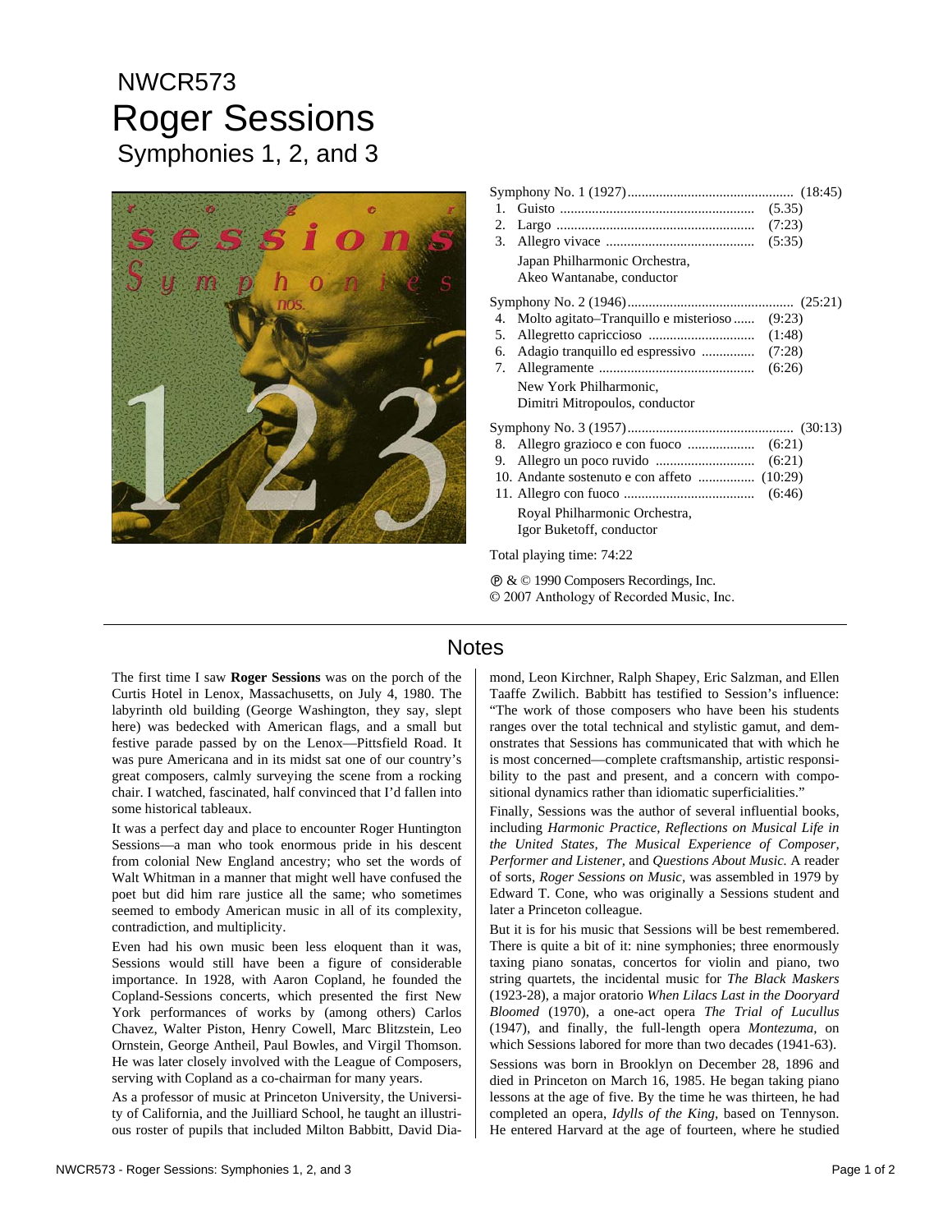NWCR573

# Roger Sessions

## Symphonies 1, 2, and 3

Symphony No. 1 (1927) ............................................. (18:45)

1. Guisto ............................................. (5.35)
2. Largo ............................................. (7:23)
3. Allegro vivace ............................................. (5:35)

Japan Philharmonic Orchestra,
Akeo Wantanabe, conductor

Symphony No. 2 (1946) ............................................. (25:21)

4. Molto agitato–Tranquillo e misterioso ...... (9:23)
5. Allegretto capriccioso ............................. (1:48)
6. Adagio tranquillo ed espressivo ............... (7:28)
7. Allegramente ............................................. (6:26)

New York Philharmonic,
Dimitri Mitropoulos, conductor

Symphony No. 3 (1957) ............................................. (30:13)

8. Allegro grazioco e con fuoco ................... (6:21)
9. Allegro un poco ruvido ............................ (6:21)
10. Andante sostenuto e con affeto ................ (10:29)
11. Allegro con fuoco .................................... (6:46)

Royal Philharmonic Orchestra,
Igor Buketoff, conductor

Total playing time: 74:22

℗ & © 1990 Composers Recordings, Inc.
© 2007 Anthology of Recorded Music, Inc.

## Notes

The first time I saw **Roger Sessions** was on the porch of the Curtis Hotel in Lenox, Massachusetts, on July 4, 1980. The labyrinth old building (George Washington, they say, slept here) was bedecked with American flags, and a small but festive parade passed by on the Lenox—Pittsfield Road. It was pure Americana and in its midst sat one of our country's great composers, calmly surveying the scene from a rocking chair. I watched, fascinated, half convinced that I'd fallen into some historical tableaux.

It was a perfect day and place to encounter Roger Huntington Sessions—a man who took enormous pride in his descent from colonial New England ancestry; who set the words of Walt Whitman in a manner that might well have confused the poet but did him rare justice all the same; who sometimes seemed to embody American music in all of its complexity, contradiction, and multiplicity.

Even had his own music been less eloquent than it was, Sessions would still have been a figure of considerable importance. In 1928, with Aaron Copland, he founded the Copland-Sessions concerts, which presented the first New York performances of works by (among others) Carlos Chavez, Walter Piston, Henry Cowell, Marc Blitzstein, Leo Ornstein, George Antheil, Paul Bowles, and Virgil Thomson. He was later closely involved with the League of Composers, serving with Copland as a co-chairman for many years.

As a professor of music at Princeton University, the University of California, and the Juilliard School, he taught an illustrious roster of pupils that included Milton Babbitt, David Diamond, Leon Kirchner, Ralph Shapey, Eric Salzman, and Ellen Taaffe Zwilich. Babbitt has testified to Session's influence: "The work of those composers who have been his students ranges over the total technical and stylistic gamut, and demonstrates that Sessions has communicated that with which he is most concerned—complete craftsmanship, artistic responsibility to the past and present, and a concern with compositional dynamics rather than idiomatic superficialities."

Finally, Sessions was the author of several influential books, including *Harmonic Practice, Reflections on Musical Life in the United States, The Musical Experience of Composer, Performer and Listener,* and *Questions About Music.* A reader of sorts, *Roger Sessions on Music*, was assembled in 1979 by Edward T. Cone, who was originally a Sessions student and later a Princeton colleague.

But it is for his music that Sessions will be best remembered. There is quite a bit of it: nine symphonies; three enormously taxing piano sonatas, concertos for violin and piano, two string quartets, the incidental music for *The Black Maskers* (1923-28), a major oratorio *When Lilacs Last in the Dooryard Bloomed* (1970), a one-act opera *The Trial of Lucullus* (1947), and finally, the full-length opera *Montezuma*, on which Sessions labored for more than two decades (1941-63).

Sessions was born in Brooklyn on December 28, 1896 and died in Princeton on March 16, 1985. He began taking piano lessons at the age of five. By the time he was thirteen, he had completed an opera, *Idylls of the King*, based on Tennyson. He entered Harvard at the age of fourteen, where he studied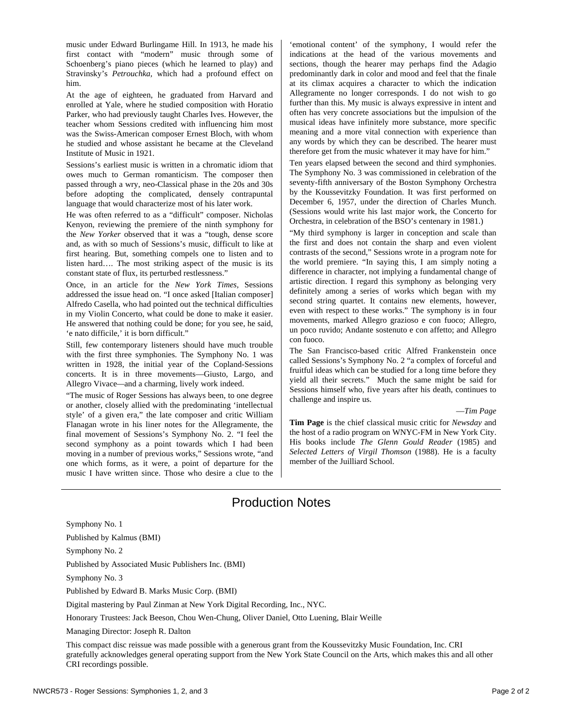music under Edward Burlingame Hill. In 1913, he made his first contact with "modern" music through some of Schoenberg's piano pieces (which he learned to play) and Stravinsky's *Petrouchka,* which had a profound effect on him.

At the age of eighteen, he graduated from Harvard and enrolled at Yale, where he studied composition with Horatio Parker, who had previously taught Charles Ives. However, the teacher whom Sessions credited with influencing him most was the Swiss-American composer Ernest Bloch, with whom he studied and whose assistant he became at the Cleveland Institute of Music in 1921.

Sessions's earliest music is written in a chromatic idiom that owes much to German romanticism. The composer then passed through a wry, neo-Classical phase in the 20s and 30s before adopting the complicated, densely contrapuntal language that would characterize most of his later work.

He was often referred to as a "difficult" composer. Nicholas Kenyon, reviewing the premiere of the ninth symphony for the *New Yorker* observed that it was a "tough, dense score and, as with so much of Sessions's music, difficult to like at first hearing. But, something compels one to listen and to listen hard…. The most striking aspect of the music is its constant state of flux, its perturbed restlessness."

Once, in an article for the *New York Times,* Sessions addressed the issue head on. "I once asked [Italian composer] Alfredo Casella, who had pointed out the technical difficulties in my Violin Concerto, what could be done to make it easier. He answered that nothing could be done; for you see, he said, 'e nato difficile,' it is born difficult."

Still, few contemporary listeners should have much trouble with the first three symphonies. The Symphony No. 1 was written in 1928, the initial year of the Copland-Sessions concerts. It is in three movements—Giusto, Largo, and Allegro Vivace—and a charming, lively work indeed.

"The music of Roger Sessions has always been, to one degree or another, closely allied with the predominating 'intellectual style' of a given era," the late composer and critic William Flanagan wrote in his liner notes for the Allegramente, the final movement of Sessions's Symphony No. 2. "I feel the second symphony as a point towards which I had been moving in a number of previous works," Sessions wrote, "and one which forms, as it were, a point of departure for the music I have written since. Those who desire a clue to the 'emotional content' of the symphony, I would refer the indications at the head of the various movements and sections, though the hearer may perhaps find the Adagio predominantly dark in color and mood and feel that the finale at its climax acquires a character to which the indication Allegramente no longer corresponds. I do not wish to go further than this. My music is always expressive in intent and often has very concrete associations but the impulsion of the musical ideas have infinitely more substance, more specific meaning and a more vital connection with experience than any words by which they can be described. The hearer must therefore get from the music whatever it may have for him."

Ten years elapsed between the second and third symphonies. The Symphony No. 3 was commissioned in celebration of the seventy-fifth anniversary of the Boston Symphony Orchestra by the Koussevitzky Foundation. It was first performed on December 6, 1957, under the direction of Charles Munch. (Sessions would write his last major work, the Concerto for Orchestra, in celebration of the BSO's centenary in 1981.)

"My third symphony is larger in conception and scale than the first and does not contain the sharp and even violent contrasts of the second," Sessions wrote in a program note for the world premiere. "In saying this, I am simply noting a difference in character, not implying a fundamental change of artistic direction. I regard this symphony as belonging very definitely among a series of works which began with my second string quartet. It contains new elements, however, even with respect to these works." The symphony is in four movements, marked Allegro grazioso e con fuoco; Allegro, un poco ruvido; Andante sostenuto e con affetto; and Allegro con fuoco.

The San Francisco-based critic Alfred Frankenstein once called Sessions's Symphony No. 2 "a complex of forceful and fruitful ideas which can be studied for a long time before they yield all their secrets." Much the same might be said for Sessions himself who, five years after his death, continues to challenge and inspire us.

—*Tim Page*

**Tim Page** is the chief classical music critic for *Newsday* and the host of a radio program on WNYC-FM in New York City. His books include *The Glenn Gould Reader* (1985) and *Selected Letters of Virgil Thomson* (1988). He is a faculty member of the Juilliard School.

# Production Notes

Symphony No. 1

Published by Kalmus (BMI)

Symphony No. 2

Published by Associated Music Publishers Inc. (BMI)

Symphony No. 3

Published by Edward B. Marks Music Corp. (BMI)

Digital mastering by Paul Zinman at New York Digital Recording, Inc., NYC.

Honorary Trustees: Jack Beeson, Chou Wen-Chung, Oliver Daniel, Otto Luening, Blair Weille

Managing Director: Joseph R. Dalton

This compact disc reissue was made possible with a generous grant from the Koussevitzky Music Foundation, Inc. CRI gratefully acknowledges general operating support from the New York State Council on the Arts, which makes this and all other CRI recordings possible.